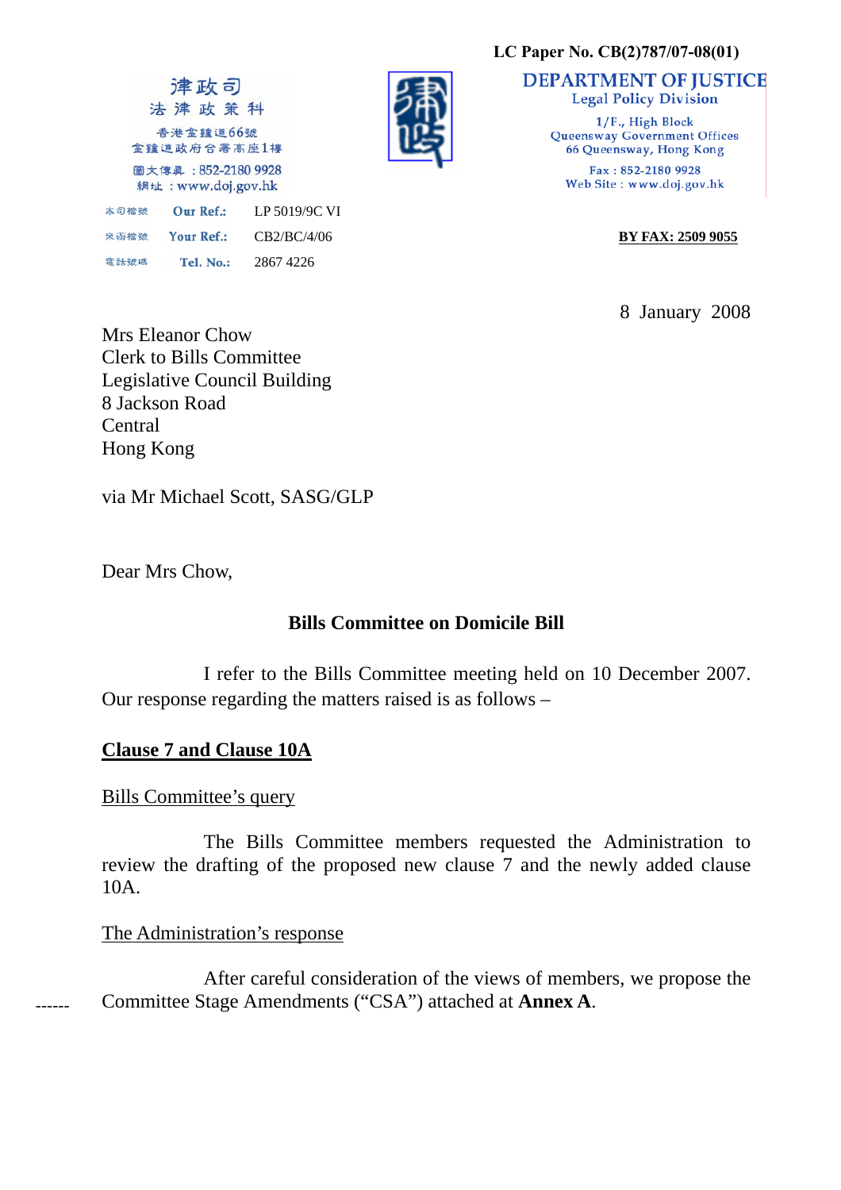LC Paper No. CB(2)787/07-08(01)

律政司
法律政策科
香港金鐘道66號
金鐘道政府合署高座1樓
圖文傳真：852-2180 9928
網址：www.doj.gov.hk

**DEPARTMENT OF JUSTICE**
Legal Policy Division
1/F., High Block
Queensway Government Offices
66 Queensway, Hong Kong
Fax : 852-2180 9928
Web Site : www.doj.gov.hk

本司檔號 Our Ref.: LP 5019/9C VI
來函檔號 Your Ref.: CB2/BC/4/06
電話號碼 Tel. No.: 2867 4226

**BY FAX: 2509 9055**

8 January 2008

Mrs Eleanor Chow
Clerk to Bills Committee
Legislative Council Building
8 Jackson Road
Central
Hong Kong

via Mr Michael Scott, SASG/GLP

Dear Mrs Chow,

**Bills Committee on Domicile Bill**

I refer to the Bills Committee meeting held on 10 December 2007. Our response regarding the matters raised is as follows –

## Clause 7 and Clause 10A

Bills Committee's query

The Bills Committee members requested the Administration to review the drafting of the proposed new clause 7 and the newly added clause 10A.

The Administration's response

After careful consideration of the views of members, we propose the Committee Stage Amendments ("CSA") attached at **Annex A**.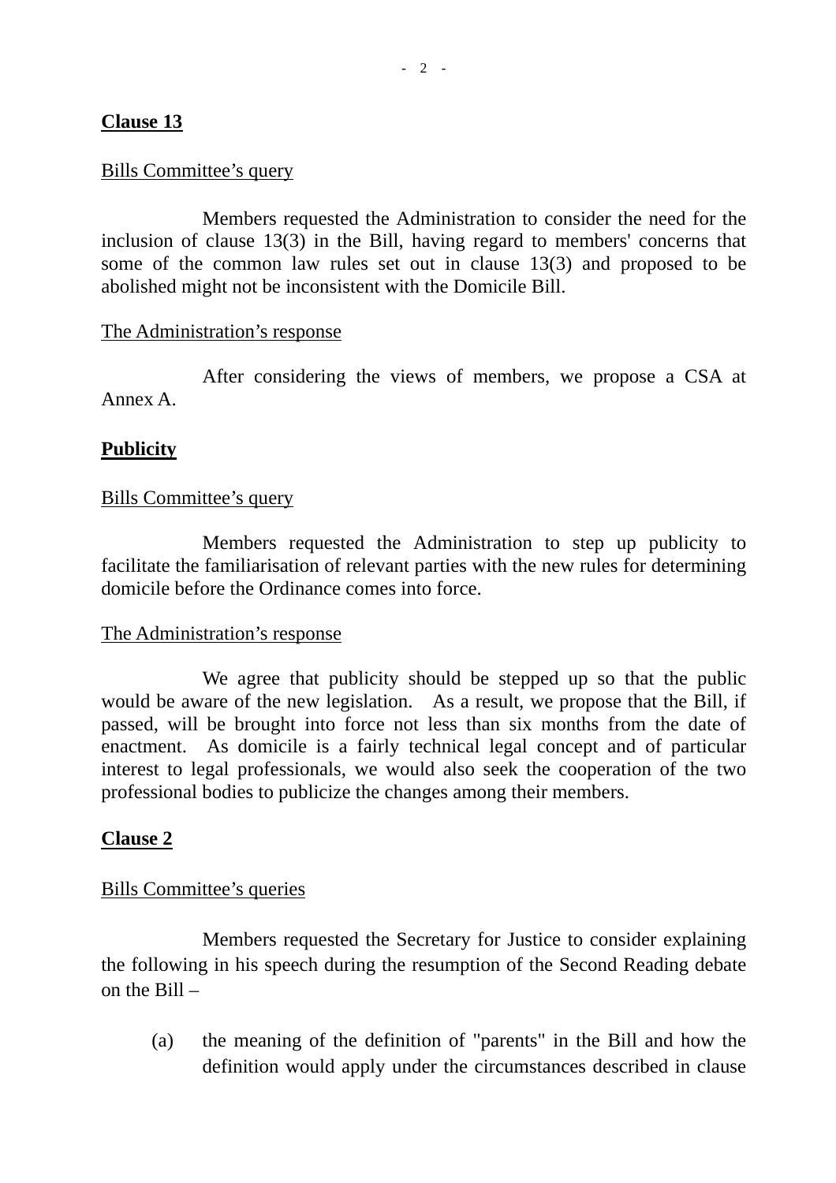**Clause 13**

Bills Committee's query

Members requested the Administration to consider the need for the inclusion of clause 13(3) in the Bill, having regard to members' concerns that some of the common law rules set out in clause 13(3) and proposed to be abolished might not be inconsistent with the Domicile Bill.

The Administration's response

After considering the views of members, we propose a CSA at Annex A.

**Publicity**

Bills Committee's query

Members requested the Administration to step up publicity to facilitate the familiarisation of relevant parties with the new rules for determining domicile before the Ordinance comes into force.

The Administration's response

We agree that publicity should be stepped up so that the public would be aware of the new legislation. As a result, we propose that the Bill, if passed, will be brought into force not less than six months from the date of enactment. As domicile is a fairly technical legal concept and of particular interest to legal professionals, we would also seek the cooperation of the two professional bodies to publicize the changes among their members.

**Clause 2**

Bills Committee's queries

Members requested the Secretary for Justice to consider explaining the following in his speech during the resumption of the Second Reading debate on the Bill –

(a) the meaning of the definition of "parents" in the Bill and how the definition would apply under the circumstances described in clause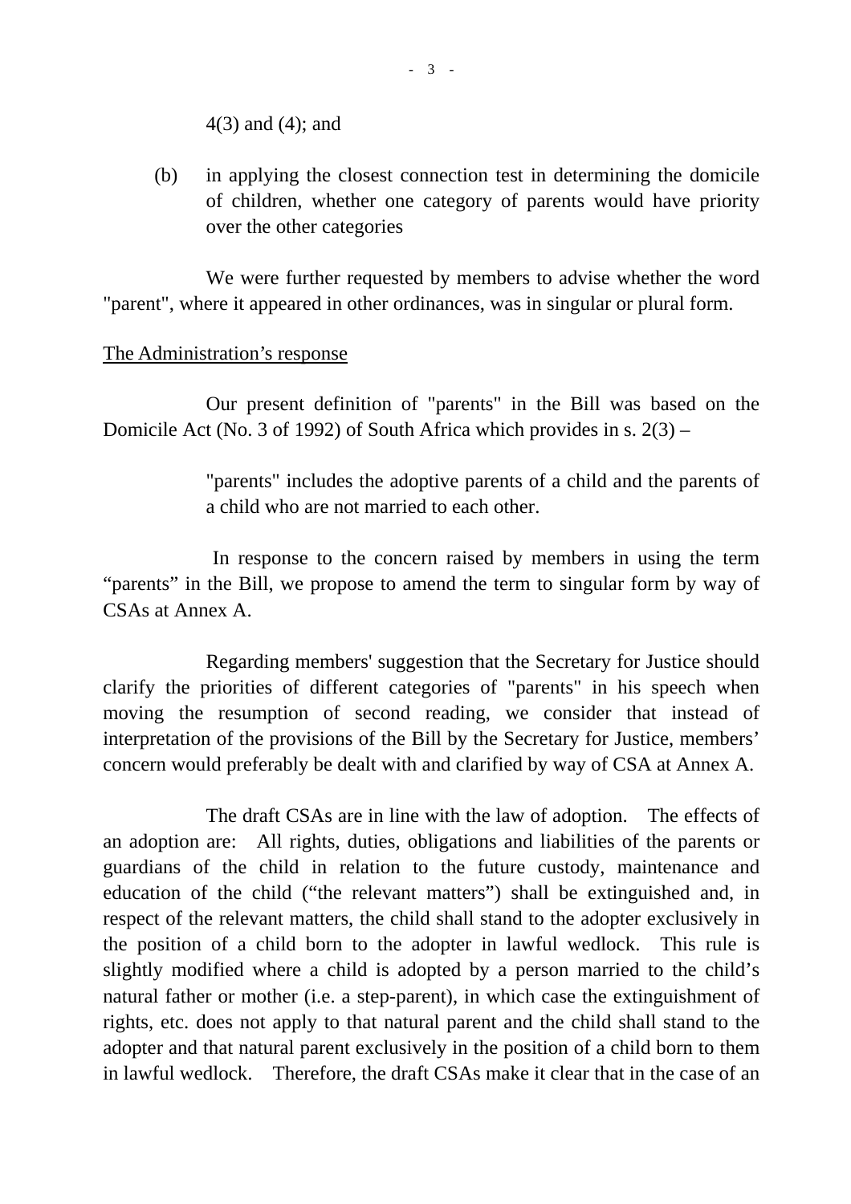4(3) and (4); and

(b) in applying the closest connection test in determining the domicile of children, whether one category of parents would have priority over the other categories

We were further requested by members to advise whether the word "parent", where it appeared in other ordinances, was in singular or plural form.

The Administration's response

Our present definition of "parents" in the Bill was based on the Domicile Act (No. 3 of 1992) of South Africa which provides in s. 2(3) –

> "parents" includes the adoptive parents of a child and the parents of a child who are not married to each other.

In response to the concern raised by members in using the term "parents" in the Bill, we propose to amend the term to singular form by way of CSAs at Annex A.

Regarding members' suggestion that the Secretary for Justice should clarify the priorities of different categories of "parents" in his speech when moving the resumption of second reading, we consider that instead of interpretation of the provisions of the Bill by the Secretary for Justice, members' concern would preferably be dealt with and clarified by way of CSA at Annex A.

The draft CSAs are in line with the law of adoption. The effects of an adoption are: All rights, duties, obligations and liabilities of the parents or guardians of the child in relation to the future custody, maintenance and education of the child ("the relevant matters") shall be extinguished and, in respect of the relevant matters, the child shall stand to the adopter exclusively in the position of a child born to the adopter in lawful wedlock. This rule is slightly modified where a child is adopted by a person married to the child's natural father or mother (i.e. a step-parent), in which case the extinguishment of rights, etc. does not apply to that natural parent and the child shall stand to the adopter and that natural parent exclusively in the position of a child born to them in lawful wedlock. Therefore, the draft CSAs make it clear that in the case of an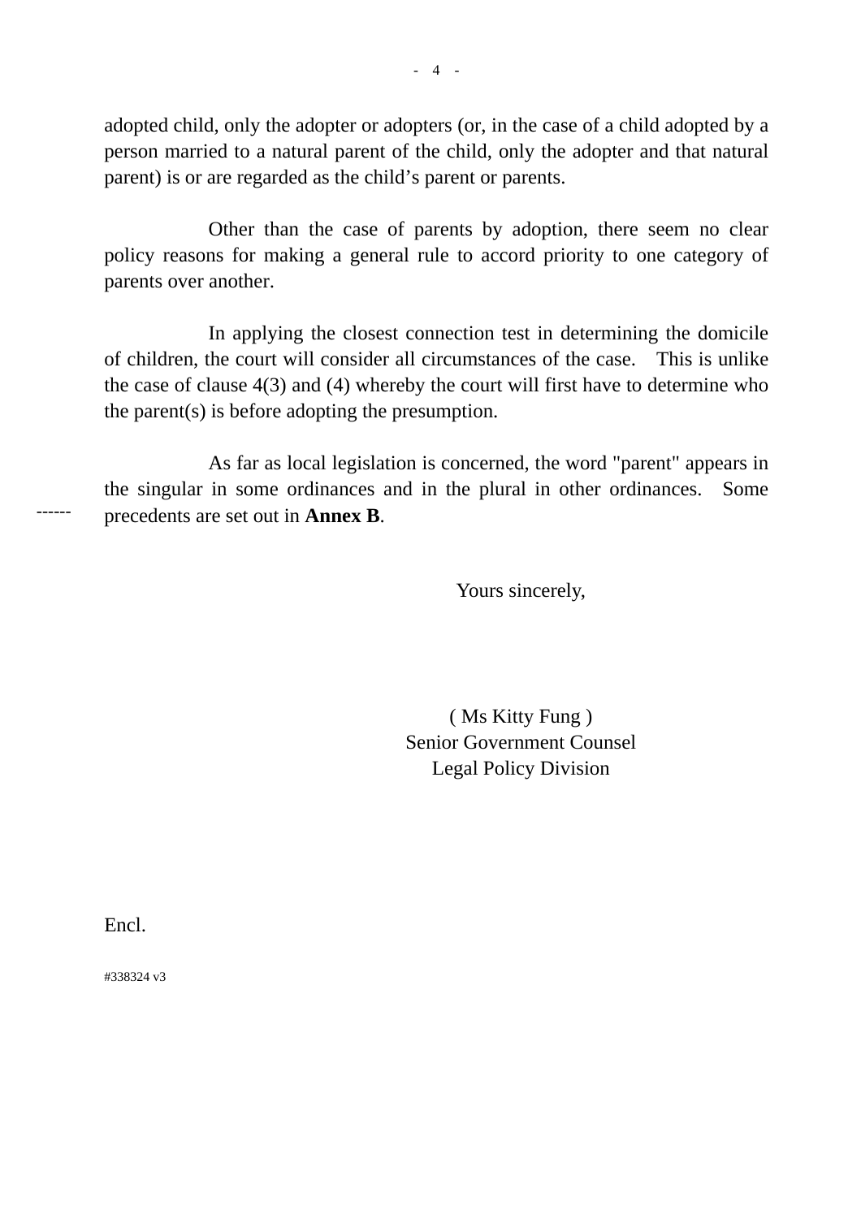adopted child, only the adopter or adopters (or, in the case of a child adopted by a person married to a natural parent of the child, only the adopter and that natural parent) is or are regarded as the child's parent or parents.

Other than the case of parents by adoption, there seem no clear policy reasons for making a general rule to accord priority to one category of parents over another.

In applying the closest connection test in determining the domicile of children, the court will consider all circumstances of the case. This is unlike the case of clause 4(3) and (4) whereby the court will first have to determine who the parent(s) is before adopting the presumption.

As far as local legislation is concerned, the word "parent" appears in the singular in some ordinances and in the plural in other ordinances. Some precedents are set out in **Annex B**.

Yours sincerely,

( Ms Kitty Fung )
Senior Government Counsel
Legal Policy Division

Encl.

#338324 v3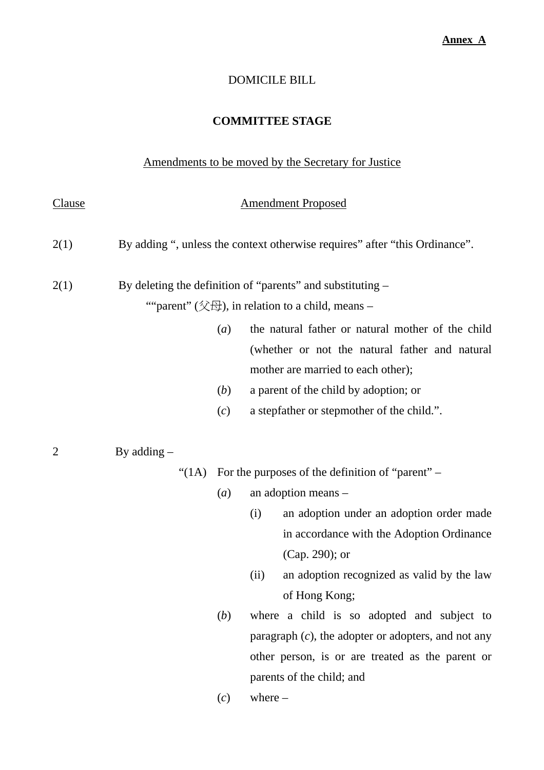**Annex A**

DOMICILE BILL

**COMMITTEE STAGE**

Amendments to be moved by the Secretary for Justice

| Clause | Amendment Proposed |
|---|---|
| 2(1) | By adding “, unless the context otherwise requires” after “this Ordinance”. |
| 2(1) | By deleting the definition of “parents” and substituting – |

““parent” (父母), in relation to a child, means –

(*a*) the natural father or natural mother of the child (whether or not the natural father and natural mother are married to each other);

(*b*) a parent of the child by adoption; or

(*c*) a stepfather or stepmother of the child.”.

2 By adding –

“(1A) For the purposes of the definition of “parent” –

(*a*) an adoption means –

(i) an adoption under an adoption order made in accordance with the Adoption Ordinance (Cap. 290); or

(ii) an adoption recognized as valid by the law of Hong Kong;

(*b*) where a child is so adopted and subject to paragraph (*c*), the adopter or adopters, and not any other person, is or are treated as the parent or parents of the child; and

(*c*) where –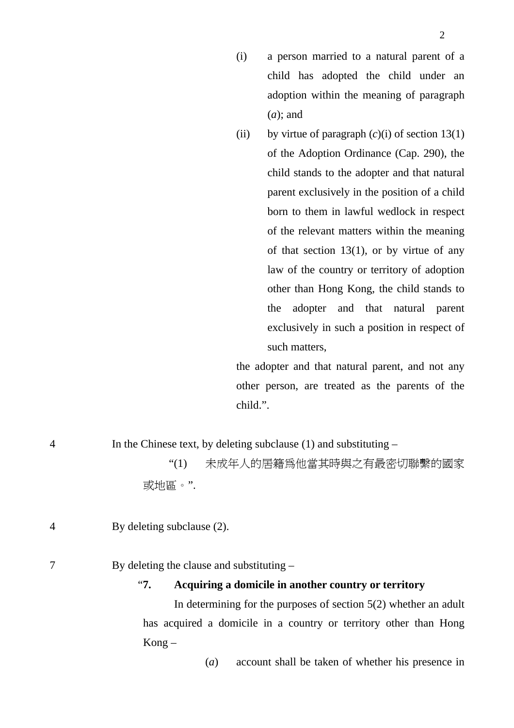(i) a person married to a natural parent of a child has adopted the child under an adoption within the meaning of paragraph (*a*); and

(ii) by virtue of paragraph (*c*)(i) of section 13(1) of the Adoption Ordinance (Cap. 290), the child stands to the adopter and that natural parent exclusively in the position of a child born to them in lawful wedlock in respect of the relevant matters within the meaning of that section 13(1), or by virtue of any law of the country or territory of adoption other than Hong Kong, the child stands to the adopter and that natural parent exclusively in such a position in respect of such matters,

the adopter and that natural parent, and not any other person, are treated as the parents of the child.".

4 In the Chinese text, by deleting subclause (1) and substituting –

"(1) 未成年人的居籍爲他當其時與之有最密切聯繫的國家或地區。".

4 By deleting subclause (2).

7 By deleting the clause and substituting –

"**7. Acquiring a domicile in another country or territory**

In determining for the purposes of section 5(2) whether an adult has acquired a domicile in a country or territory other than Hong Kong –

(*a*) account shall be taken of whether his presence in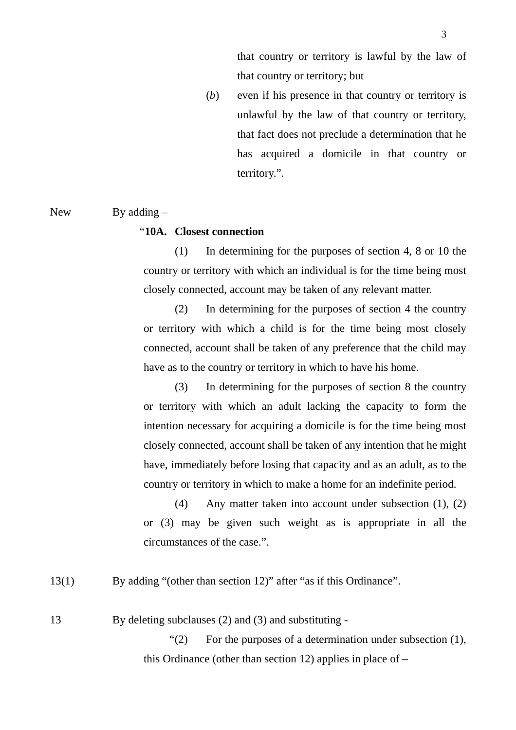that country or territory is lawful by the law of that country or territory; but

(*b*) even if his presence in that country or territory is unlawful by the law of that country or territory, that fact does not preclude a determination that he has acquired a domicile in that country or territory.".

New By adding –

"**10A. Closest connection**

(1) In determining for the purposes of section 4, 8 or 10 the country or territory with which an individual is for the time being most closely connected, account may be taken of any relevant matter.

(2) In determining for the purposes of section 4 the country or territory with which a child is for the time being most closely connected, account shall be taken of any preference that the child may have as to the country or territory in which to have his home.

(3) In determining for the purposes of section 8 the country or territory with which an adult lacking the capacity to form the intention necessary for acquiring a domicile is for the time being most closely connected, account shall be taken of any intention that he might have, immediately before losing that capacity and as an adult, as to the country or territory in which to make a home for an indefinite period.

(4) Any matter taken into account under subsection (1), (2) or (3) may be given such weight as is appropriate in all the circumstances of the case.".

13(1) By adding "(other than section 12)" after "as if this Ordinance".

13 By deleting subclauses (2) and (3) and substituting -

"(2) For the purposes of a determination under subsection (1), this Ordinance (other than section 12) applies in place of –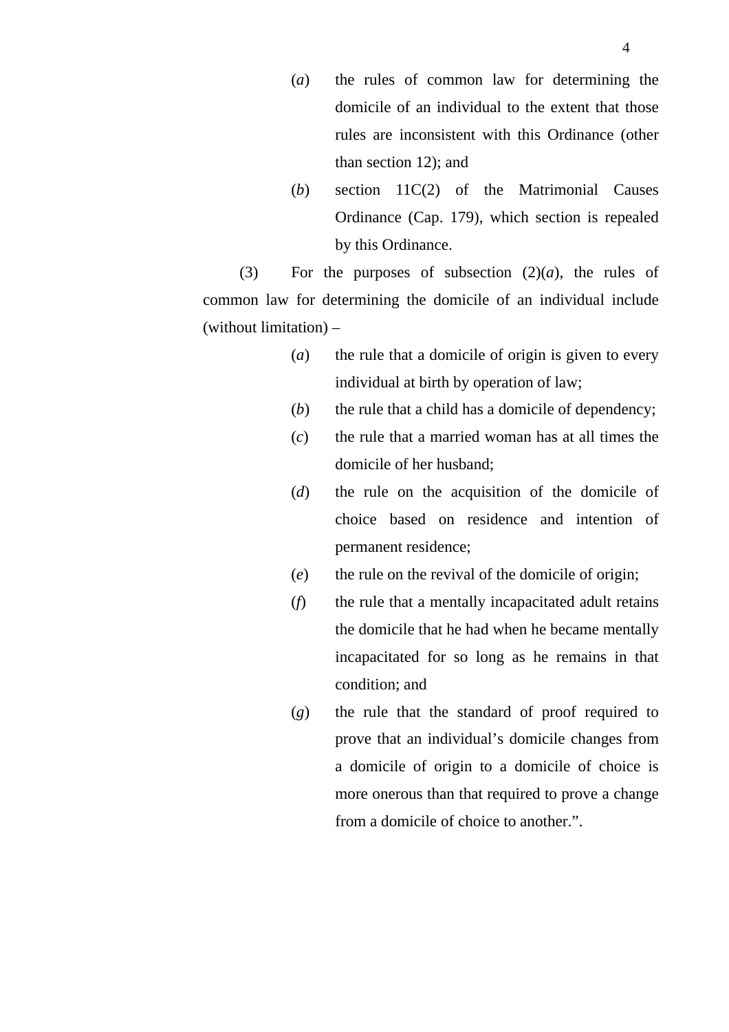(*a*) the rules of common law for determining the domicile of an individual to the extent that those rules are inconsistent with this Ordinance (other than section 12); and

(*b*) section 11C(2) of the Matrimonial Causes Ordinance (Cap. 179), which section is repealed by this Ordinance.

(3) For the purposes of subsection (2)(*a*), the rules of common law for determining the domicile of an individual include (without limitation) –

(*a*) the rule that a domicile of origin is given to every individual at birth by operation of law;

(*b*) the rule that a child has a domicile of dependency;

(*c*) the rule that a married woman has at all times the domicile of her husband;

(*d*) the rule on the acquisition of the domicile of choice based on residence and intention of permanent residence;

(*e*) the rule on the revival of the domicile of origin;

(*f*) the rule that a mentally incapacitated adult retains the domicile that he had when he became mentally incapacitated for so long as he remains in that condition; and

(*g*) the rule that the standard of proof required to prove that an individual's domicile changes from a domicile of origin to a domicile of choice is more onerous than that required to prove a change from a domicile of choice to another.".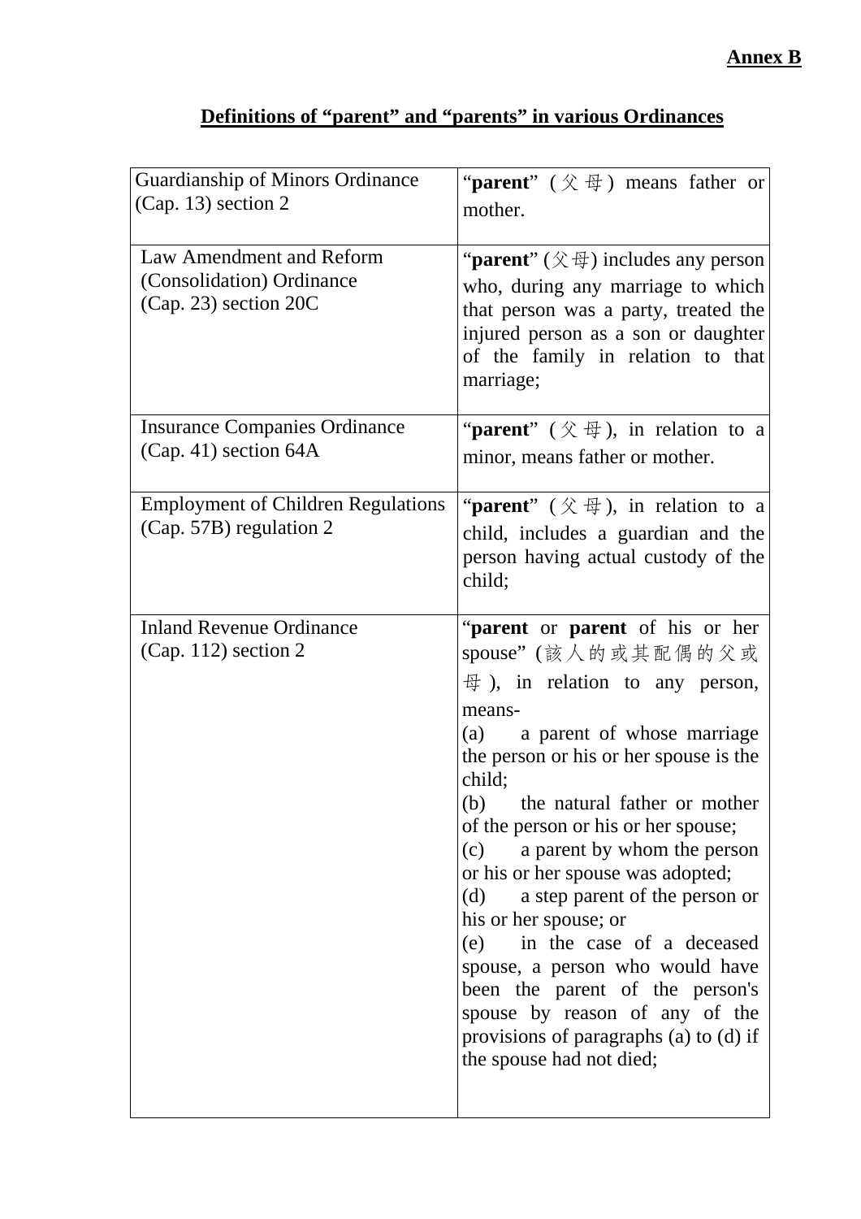**Annex B**

## Definitions of "parent" and "parents" in various Ordinances

| | |
|---|---|
| Guardianship of Minors Ordinance (Cap. 13) section 2 | "**parent**" (父母) means father or mother. |
| Law Amendment and Reform (Consolidation) Ordinance (Cap. 23) section 20C | "**parent**" (父母) includes any person who, during any marriage to which that person was a party, treated the injured person as a son or daughter of the family in relation to that marriage; |
| Insurance Companies Ordinance (Cap. 41) section 64A | "**parent**" (父母), in relation to a minor, means father or mother. |
| Employment of Children Regulations (Cap. 57B) regulation 2 | "**parent**" (父母), in relation to a child, includes a guardian and the person having actual custody of the child; |
| Inland Revenue Ordinance (Cap. 112) section 2 | "**parent** or **parent** of his or her spouse" (該人的或其配偶的父或母), in relation to any person, means-<br>(a) a parent of whose marriage the person or his or her spouse is the child;<br>(b) the natural father or mother of the person or his or her spouse;<br>(c) a parent by whom the person or his or her spouse was adopted;<br>(d) a step parent of the person or his or her spouse; or<br>(e) in the case of a deceased spouse, a person who would have been the parent of the person's spouse by reason of any of the provisions of paragraphs (a) to (d) if the spouse had not died; |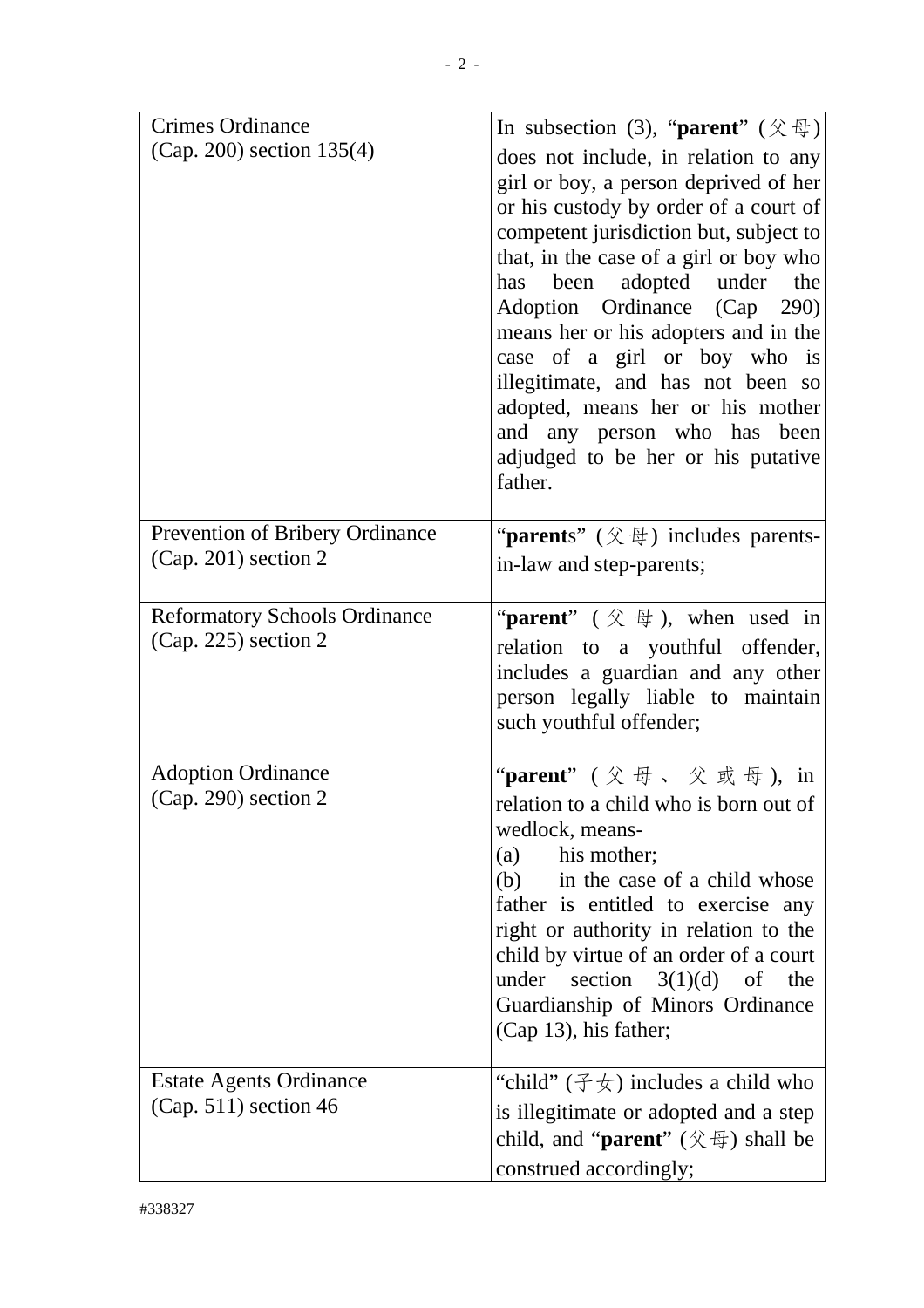| | |
|---|---|
| Crimes Ordinance (Cap. 200) section 135(4) | In subsection (3), "**parent**" (父母) does not include, in relation to any girl or boy, a person deprived of her or his custody by order of a court of competent jurisdiction but, subject to that, in the case of a girl or boy who has been adopted under the Adoption Ordinance (Cap 290) means her or his adopters and in the case of a girl or boy who is illegitimate, and has not been so adopted, means her or his mother and any person who has been adjudged to be her or his putative father. |
| Prevention of Bribery Ordinance (Cap. 201) section 2 | "**parent**s" (父母) includes parents-in-law and step-parents; |
| Reformatory Schools Ordinance (Cap. 225) section 2 | "**parent**" (父母), when used in relation to a youthful offender, includes a guardian and any other person legally liable to maintain such youthful offender; |
| Adoption Ordinance (Cap. 290) section 2 | "**parent**" (父母、父或母), in relation to a child who is born out of wedlock, means-<br>(a) his mother;<br>(b) in the case of a child whose father is entitled to exercise any right or authority in relation to the child by virtue of an order of a court under section 3(1)(d) of the Guardianship of Minors Ordinance (Cap 13), his father; |
| Estate Agents Ordinance (Cap. 511) section 46 | "child" (子女) includes a child who is illegitimate or adopted and a step child, and "**parent**" (父母) shall be construed accordingly; |

#338327